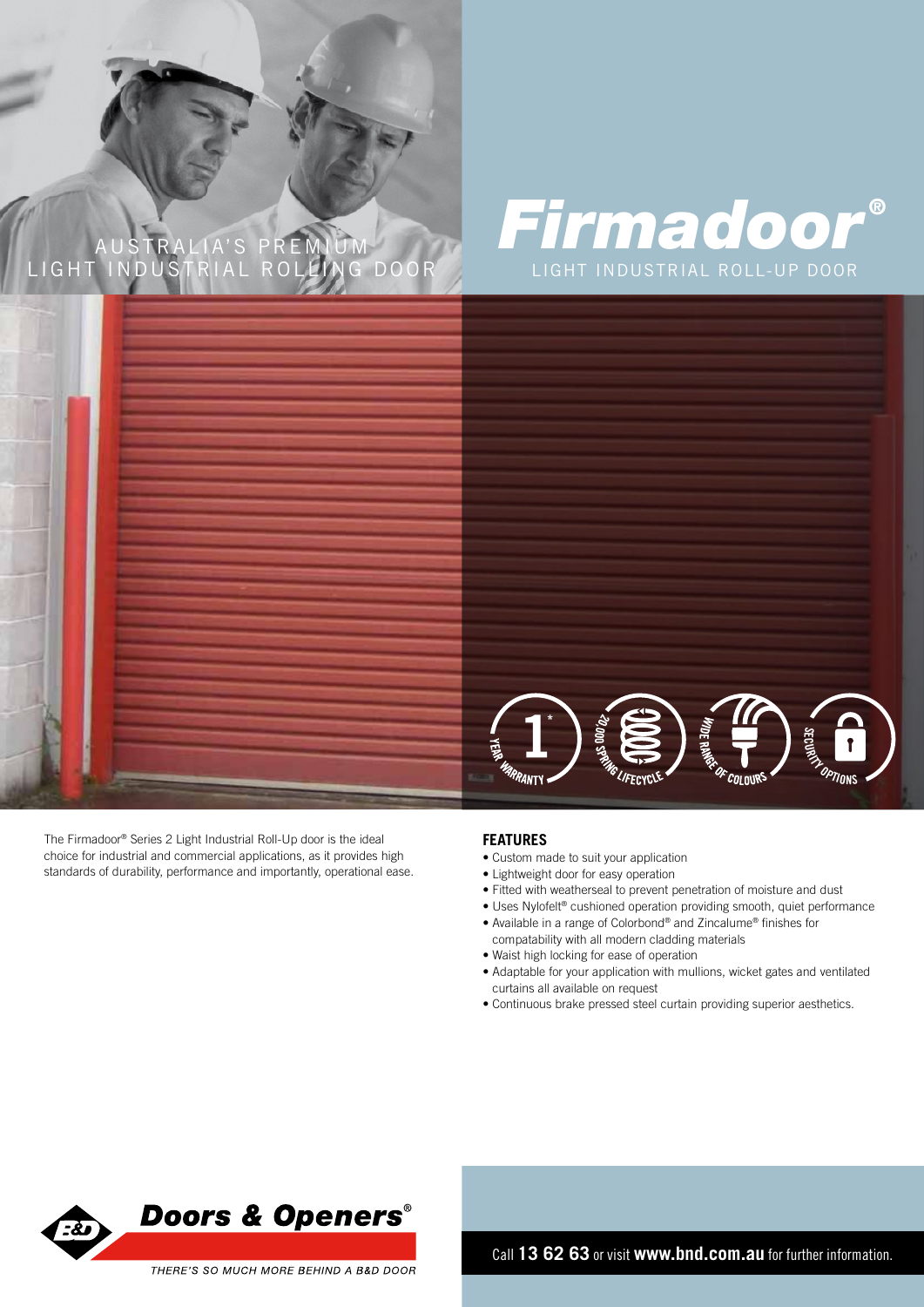AUSTRALIA'S PREMIUM LIGHT INDUSTRIAL ROLLING DOOR

# Firmadoor®

LIGHT INDUSTRIAL ROLL-UP DOOR

1* YEAR WARRANTY

20,000 SPRING LIFECYCLE

WIDE RANGE OF COLOURS

SECURITY OPTIONS

The Firmadoor® Series 2 Light Industrial Roll-Up door is the ideal choice for industrial and commercial applications, as it provides high standards of durability, performance and importantly, operational ease.

## FEATURES

- Custom made to suit your application
- Lightweight door for easy operation
- Fitted with weatherseal to prevent penetration of moisture and dust
- Uses Nylofelt® cushioned operation providing smooth, quiet performance
- Available in a range of Colorbond® and Zincalume® finishes for compatability with all modern cladding materials
- Waist high locking for ease of operation
- Adaptable for your application with mullions, wicket gates and ventilated curtains all available on request
- Continuous brake pressed steel curtain providing superior aesthetics.

B&D Doors & Openers®

THERE'S SO MUCH MORE BEHIND A B&D DOOR

Call **13 62 63** or visit **www.bnd.com.au** for further information.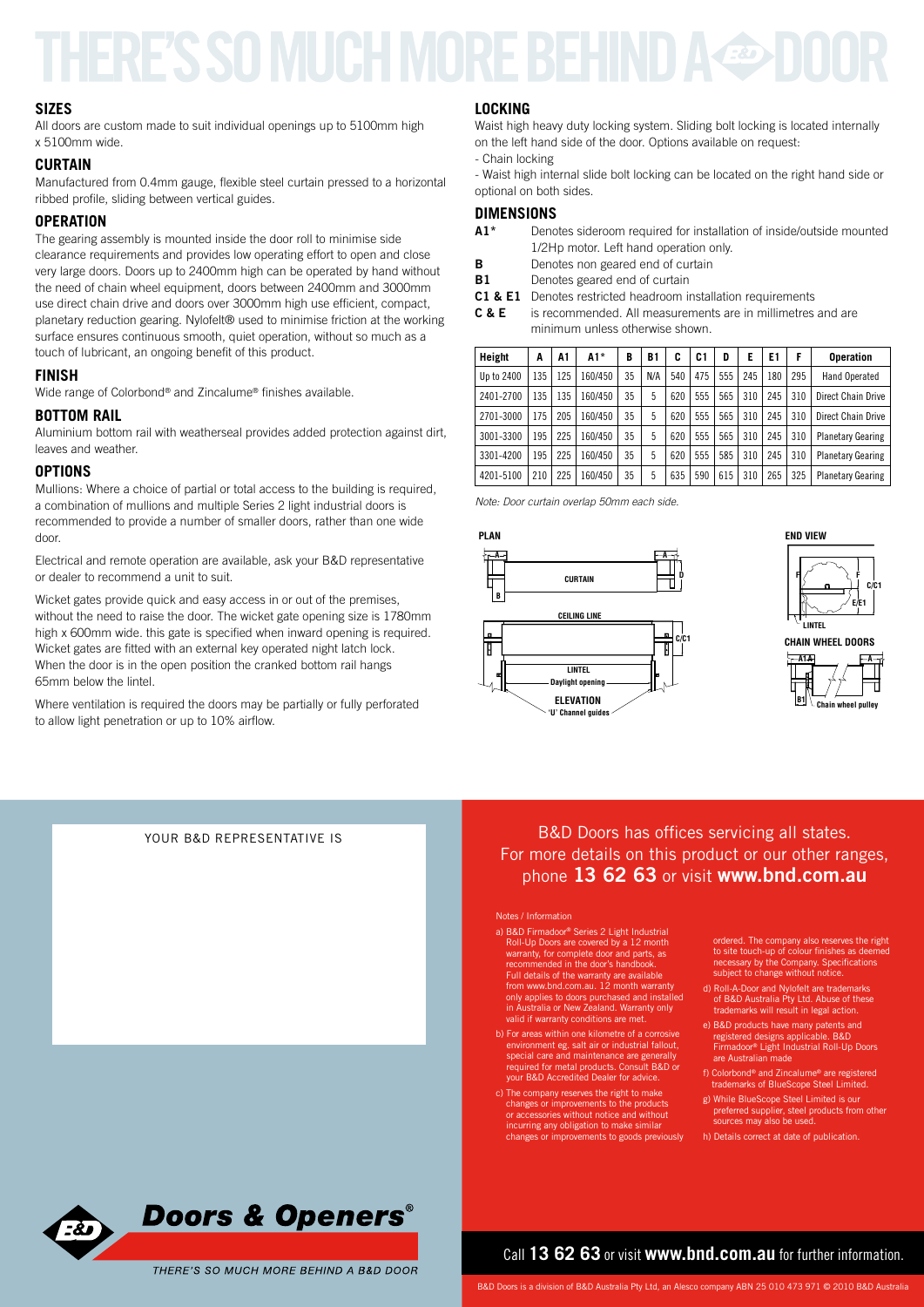# THERE'S SO MUCH MORE BEHIND A B&D DOOR

## SIZES

All doors are custom made to suit individual openings up to 5100mm high x 5100mm wide.

## CURTAIN

Manufactured from 0.4mm gauge, flexible steel curtain pressed to a horizontal ribbed profile, sliding between vertical guides.

## OPERATION

The gearing assembly is mounted inside the door roll to minimise side clearance requirements and provides low operating effort to open and close very large doors. Doors up to 2400mm high can be operated by hand without the need of chain wheel equipment, doors between 2400mm and 3000mm use direct chain drive and doors over 3000mm high use efficient, compact, planetary reduction gearing. Nylofelt® used to minimise friction at the working surface ensures continuous smooth, quiet operation, without so much as a touch of lubricant, an ongoing benefit of this product.

## FINISH

Wide range of Colorbond® and Zincalume® finishes available.

## BOTTOM RAIL

Aluminium bottom rail with weatherseal provides added protection against dirt, leaves and weather.

## OPTIONS

Mullions: Where a choice of partial or total access to the building is required, a combination of mullions and multiple Series 2 light industrial doors is recommended to provide a number of smaller doors, rather than one wide door.

Electrical and remote operation are available, ask your B&D representative or dealer to recommend a unit to suit.

Wicket gates provide quick and easy access in or out of the premises, without the need to raise the door. The wicket gate opening size is 1780mm high x 600mm wide. this gate is specified when inward opening is required. Wicket gates are fitted with an external key operated night latch lock. When the door is in the open position the cranked bottom rail hangs 65mm below the lintel.

Where ventilation is required the doors may be partially or fully perforated to allow light penetration or up to 10% airflow.

## LOCKING

Waist high heavy duty locking system. Sliding bolt locking is located internally on the left hand side of the door. Options available on request:

- Chain locking
- Waist high internal slide bolt locking can be located on the right hand side or optional on both sides.

## DIMENSIONS

**A1*** Denotes sideroom required for installation of inside/outside mounted 1/2Hp motor. Left hand operation only.

**B** Denotes non geared end of curtain

**B1** Denotes geared end of curtain

**C1 & E1** Denotes restricted headroom installation requirements

**C & E** is recommended. All measurements are in millimetres and are minimum unless otherwise shown.

| Height | A | A1 | A1* | B | B1 | C | C1 | D | E | E1 | F | Operation |
|---|---|---|---|---|---|---|---|---|---|---|---|---|
| Up to 2400 | 135 | 125 | 160/450 | 35 | N/A | 540 | 475 | 555 | 245 | 180 | 295 | Hand Operated |
| 2401-2700 | 135 | 135 | 160/450 | 35 | 5 | 620 | 555 | 565 | 310 | 245 | 310 | Direct Chain Drive |
| 2701-3000 | 175 | 205 | 160/450 | 35 | 5 | 620 | 555 | 565 | 310 | 245 | 310 | Direct Chain Drive |
| 3001-3300 | 195 | 225 | 160/450 | 35 | 5 | 620 | 555 | 565 | 310 | 245 | 310 | Planetary Gearing |
| 3301-4200 | 195 | 225 | 160/450 | 35 | 5 | 620 | 555 | 585 | 310 | 245 | 310 | Planetary Gearing |
| 4201-5100 | 210 | 225 | 160/450 | 35 | 5 | 635 | 590 | 615 | 310 | 265 | 325 | Planetary Gearing |

*Note: Door curtain overlap 50mm each side.*

PLAN
A
A
CURTAIN
D
B
CEILING LINE
C/C1
LINTEL
Daylight opening
ELEVATION
'U' Channel guides

END VIEW
F
F
C/C1
E/E1
LINTEL

CHAIN WHEEL DOORS
A1 A
A
B1
Chain wheel pulley

YOUR B&D REPRESENTATIVE IS

B&D Doors has offices servicing all states.
For more details on this product or our other ranges, phone **13 62 63** or visit **www.bnd.com.au**

Notes / Information

a) B&D Firmadoor® Series 2 Light Industrial Roll-Up Doors are covered by a 12 month warranty, for complete door and parts, as recommended in the door's handbook. Full details of the warranty are available from www.bnd.com.au. 12 month warranty only applies to doors purchased and installed in Australia or New Zealand. Warranty only valid if warranty conditions are met.

b) For areas within one kilometre of a corrosive environment eg. salt air or industrial fallout, special care and maintenance are generally required for metal products. Consult B&D or your B&D Accredited Dealer for advice.

c) The company reserves the right to make changes or improvements to the products or accessories without notice and without incurring any obligation to make similar changes or improvements to goods previously ordered. The company also reserves the right to site touch-up of colour finishes as deemed necessary by the Company. Specifications subject to change without notice.

d) Roll-A-Door and Nylofelt are trademarks of B&D Australia Pty Ltd. Abuse of these trademarks will result in legal action.

e) B&D products have many patents and registered designs applicable. B&D Firmadoor® Light Industrial Roll-Up Doors are Australian made

f) Colorbond® and Zincalume® are registered trademarks of BlueScope Steel Limited.

g) While BlueScope Steel Limited is our preferred supplier, steel products from other sources may also be used.

h) Details correct at date of publication.

B&D Doors & Openers®

*THERE'S SO MUCH MORE BEHIND A B&D DOOR*

Call **13 62 63** or visit **www.bnd.com.au** for further information.

B&D Doors is a division of B&D Australia Pty Ltd, an Alesco company ABN 25 010 473 971 © 2010 B&D Australia